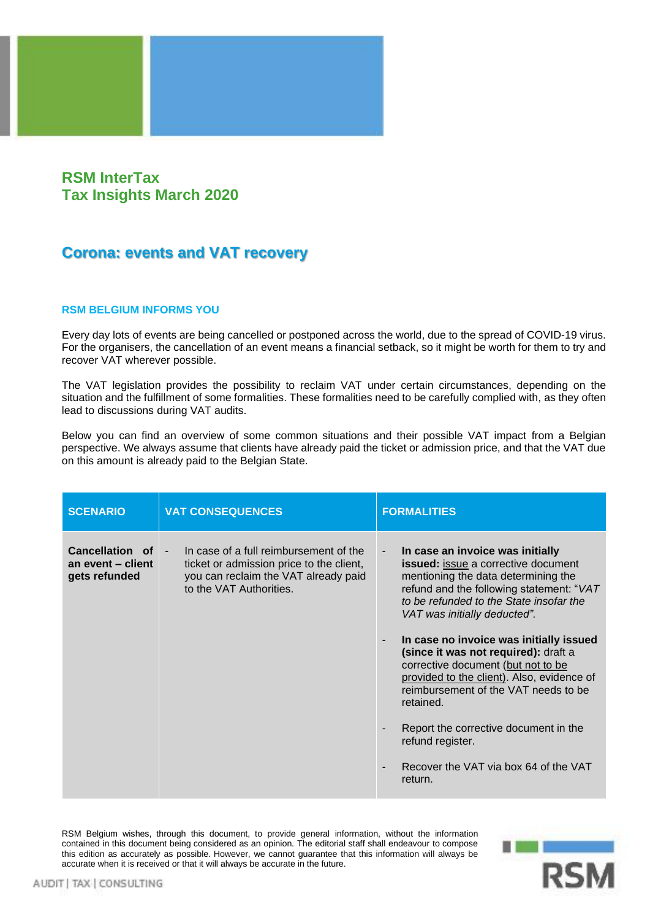# RSM InterTax
# Tax Insights March 2020

## Corona: events and VAT recovery

### RSM BELGIUM INFORMS YOU

Every day lots of events are being cancelled or postponed across the world, due to the spread of COVID-19 virus. For the organisers, the cancellation of an event means a financial setback, so it might be worth for them to try and recover VAT wherever possible.

The VAT legislation provides the possibility to reclaim VAT under certain circumstances, depending on the situation and the fulfillment of some formalities. These formalities need to be carefully complied with, as they often lead to discussions during VAT audits.

Below you can find an overview of some common situations and their possible VAT impact from a Belgian perspective. We always assume that clients have already paid the ticket or admission price, and that the VAT due on this amount is already paid to the Belgian State.

| SCENARIO | VAT CONSEQUENCES | FORMALITIES |
|---|---|---|
| **Cancellation of an event – client gets refunded** | - In case of a full reimbursement of the ticket or admission price to the client, you can reclaim the VAT already paid to the VAT Authorities. | - **In case an invoice was initially issued:** issue a corrective document mentioning the data determining the refund and the following statement: "*VAT to be refunded to the State insofar the VAT was initially deducted".*<br><br>- **In case no invoice was initially issued (since it was not required):** draft a corrective document (but not to be provided to the client). Also, evidence of reimbursement of the VAT needs to be retained.<br><br>- Report the corrective document in the refund register.<br><br>- Recover the VAT via box 64 of the VAT return. |

RSM Belgium wishes, through this document, to provide general information, without the information contained in this document being considered as an opinion. The editorial staff shall endeavour to compose this edition as accurately as possible. However, we cannot guarantee that this information will always be accurate when it is received or that it will always be accurate in the future.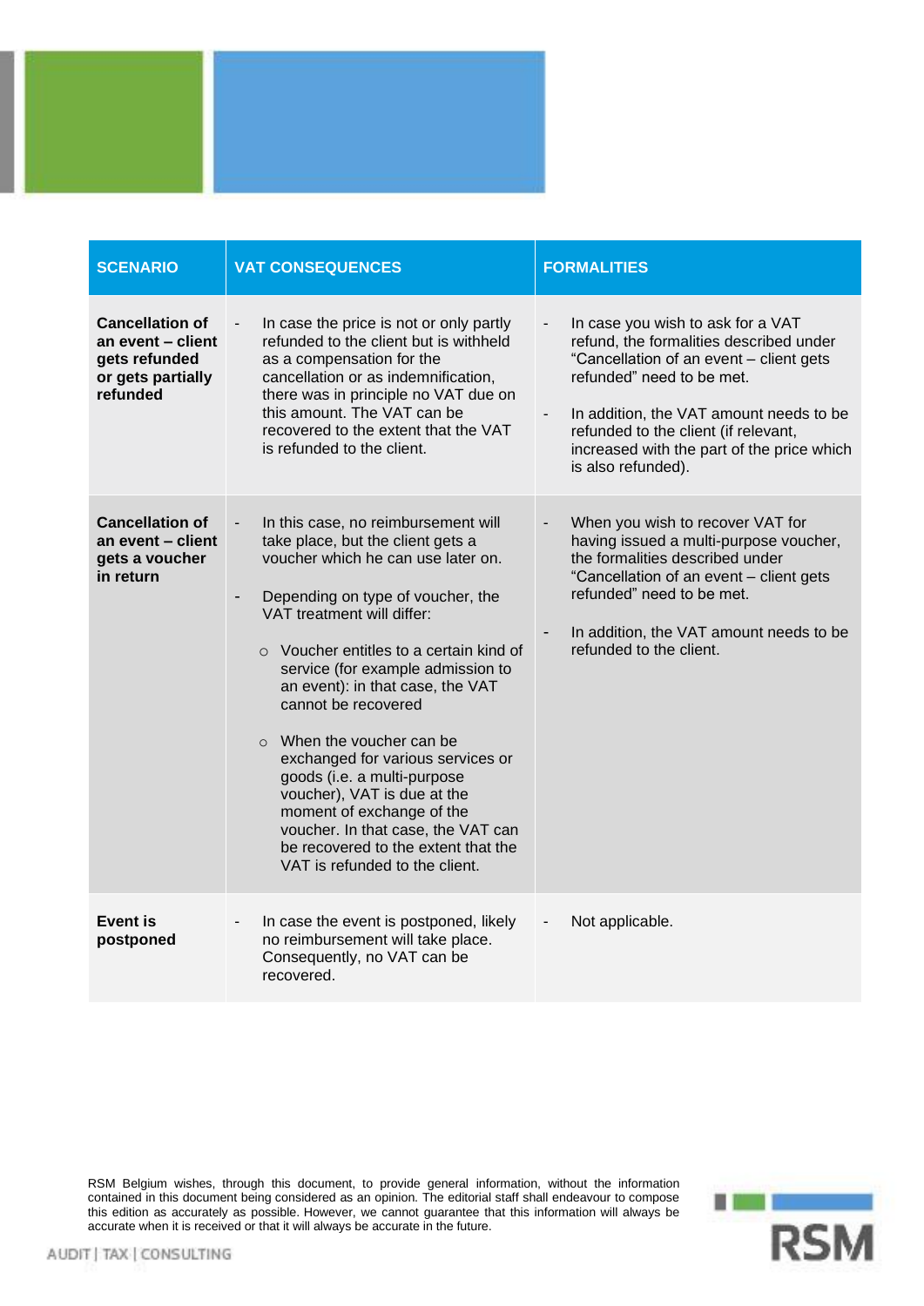| SCENARIO | VAT CONSEQUENCES | FORMALITIES |
|---|---|---|
| **Cancellation of an event – client gets refunded or gets partially refunded** | - In case the price is not or only partly refunded to the client but is withheld as a compensation for the cancellation or as indemnification, there was in principle no VAT due on this amount. The VAT can be recovered to the extent that the VAT is refunded to the client. | - In case you wish to ask for a VAT refund, the formalities described under "Cancellation of an event – client gets refunded" need to be met.<br><br>- In addition, the VAT amount needs to be refunded to the client (if relevant, increased with the part of the price which is also refunded). |
| **Cancellation of an event – client gets a voucher in return** | - In this case, no reimbursement will take place, but the client gets a voucher which he can use later on.<br><br>- Depending on type of voucher, the VAT treatment will differ:<br><br>○ Voucher entitles to a certain kind of service (for example admission to an event): in that case, the VAT cannot be recovered<br><br>○ When the voucher can be exchanged for various services or goods (i.e. a multi-purpose voucher), VAT is due at the moment of exchange of the voucher. In that case, the VAT can be recovered to the extent that the VAT is refunded to the client. | - When you wish to recover VAT for having issued a multi-purpose voucher, the formalities described under "Cancellation of an event – client gets refunded" need to be met.<br><br>- In addition, the VAT amount needs to be refunded to the client. |
| **Event is postponed** | - In case the event is postponed, likely no reimbursement will take place. Consequently, no VAT can be recovered. | - Not applicable. |

RSM Belgium wishes, through this document, to provide general information, without the information contained in this document being considered as an opinion. The editorial staff shall endeavour to compose this edition as accurately as possible. However, we cannot guarantee that this information will always be accurate when it is received or that it will always be accurate in the future.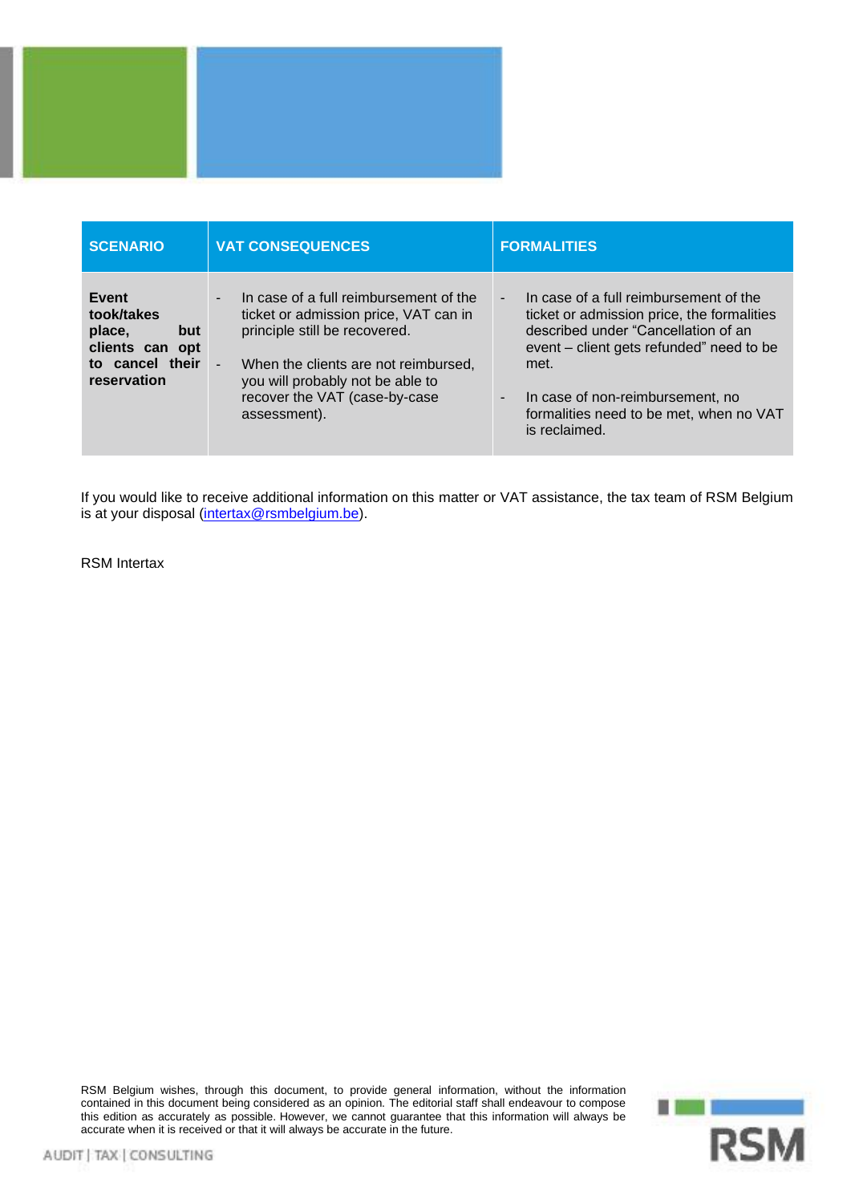| SCENARIO | VAT CONSEQUENCES | FORMALITIES |
|---|---|---|
| **Event took/takes place, but clients can opt to cancel their reservation** | - In case of a full reimbursement of the ticket or admission price, VAT can in principle still be recovered.<br><br>- When the clients are not reimbursed, you will probably not be able to recover the VAT (case-by-case assessment). | - In case of a full reimbursement of the ticket or admission price, the formalities described under "Cancellation of an event – client gets refunded" need to be met.<br><br>- In case of non-reimbursement, no formalities need to be met, when no VAT is reclaimed. |

If you would like to receive additional information on this matter or VAT assistance, the tax team of RSM Belgium is at your disposal (intertax@rsmbelgium.be).

RSM Intertax

RSM Belgium wishes, through this document, to provide general information, without the information contained in this document being considered as an opinion. The editorial staff shall endeavour to compose this edition as accurately as possible. However, we cannot guarantee that this information will always be accurate when it is received or that it will always be accurate in the future.